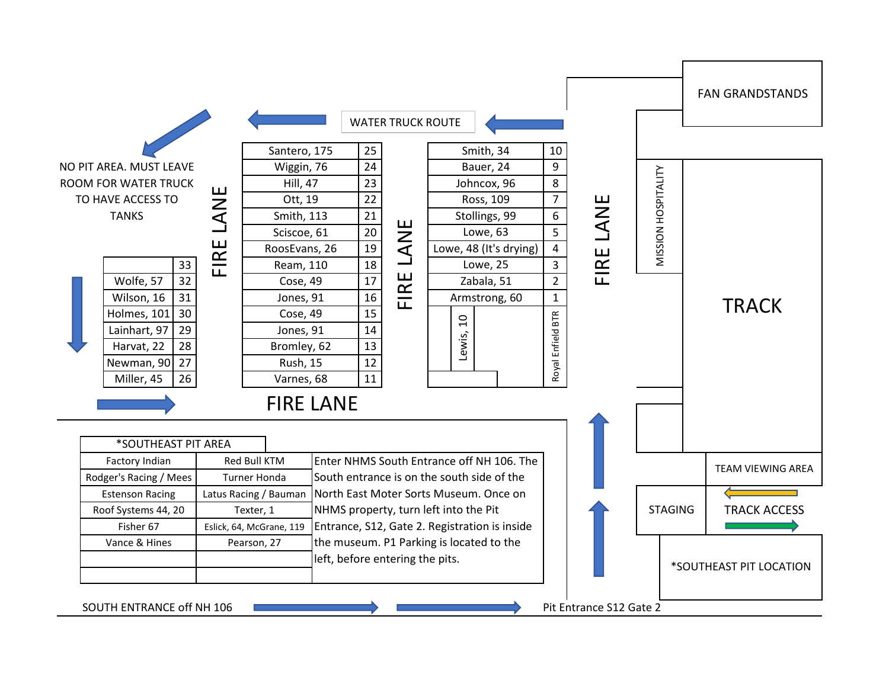WATER TRUCK ROUTE

NO PIT AREA. MUST LEAVE ROOM FOR WATER TRUCK TO HAVE ACCESS TO TANKS

FAN GRANDSTANDS

FIRE LANE

| | |
|---|---|
| | 33 |
| Wolfe, 57 | 32 |
| Wilson, 16 | 31 |
| Holmes, 101 | 30 |
| Lainhart, 97 | 29 |
| Harvat, 22 | 28 |
| Newman, 90 | 27 |
| Miller, 45 | 26 |

FIRE LANE

| | |
|---|---|
| Santero, 175 | 25 |
| Wiggin, 76 | 24 |
| Hill, 47 | 23 |
| Ott, 19 | 22 |
| Smith, 113 | 21 |
| Sciscoe, 61 | 20 |
| RoosEvans, 26 | 19 |
| Ream, 110 | 18 |
| Cose, 49 | 17 |
| Jones, 91 | 16 |
| Cose, 49 | 15 |
| Jones, 91 | 14 |
| Bromley, 62 | 13 |
| Rush, 15 | 12 |
| Varnes, 68 | 11 |

FIRE LANE

| | |
|---|---|
| Smith, 34 | 10 |
| Bauer, 24 | 9 |
| Johncox, 96 | 8 |
| Ross, 109 | 7 |
| Stollings, 99 | 6 |
| Lowe, 63 | 5 |
| Lowe, 48 (It's drying) | 4 |
| Lowe, 25 | 3 |
| Zabala, 51 | 2 |
| Armstrong, 60 | 1 |

Lewis, 10

Royal Enfield BTR

FIRE LANE

MISSION HOSPITALITY

TRACK

TEAM VIEWING AREA

STAGING

TRACK ACCESS

*SOUTHEAST PIT LOCATION

| *SOUTHEAST PIT AREA | |
|---|---|
| Factory Indian | Red Bull KTM |
| Rodger's Racing / Mees | Turner Honda |
| Estenson Racing | Latus Racing / Bauman |
| Roof Systems 44, 20 | Texter, 1 |
| Fisher 67 | Eslick, 64, McGrane, 119 |
| Vance & Hines | Pearson, 27 |
| | |
| | |

Enter NHMS South Entrance off NH 106. The South entrance is on the south side of the North East Moter Sorts Museum. Once on NHMS property, turn left into the Pit Entrance, S12, Gate 2. Registration is inside the museum. P1 Parking is located to the left, before entering the pits.

SOUTH ENTRANCE off NH 106

Pit Entrance S12 Gate 2